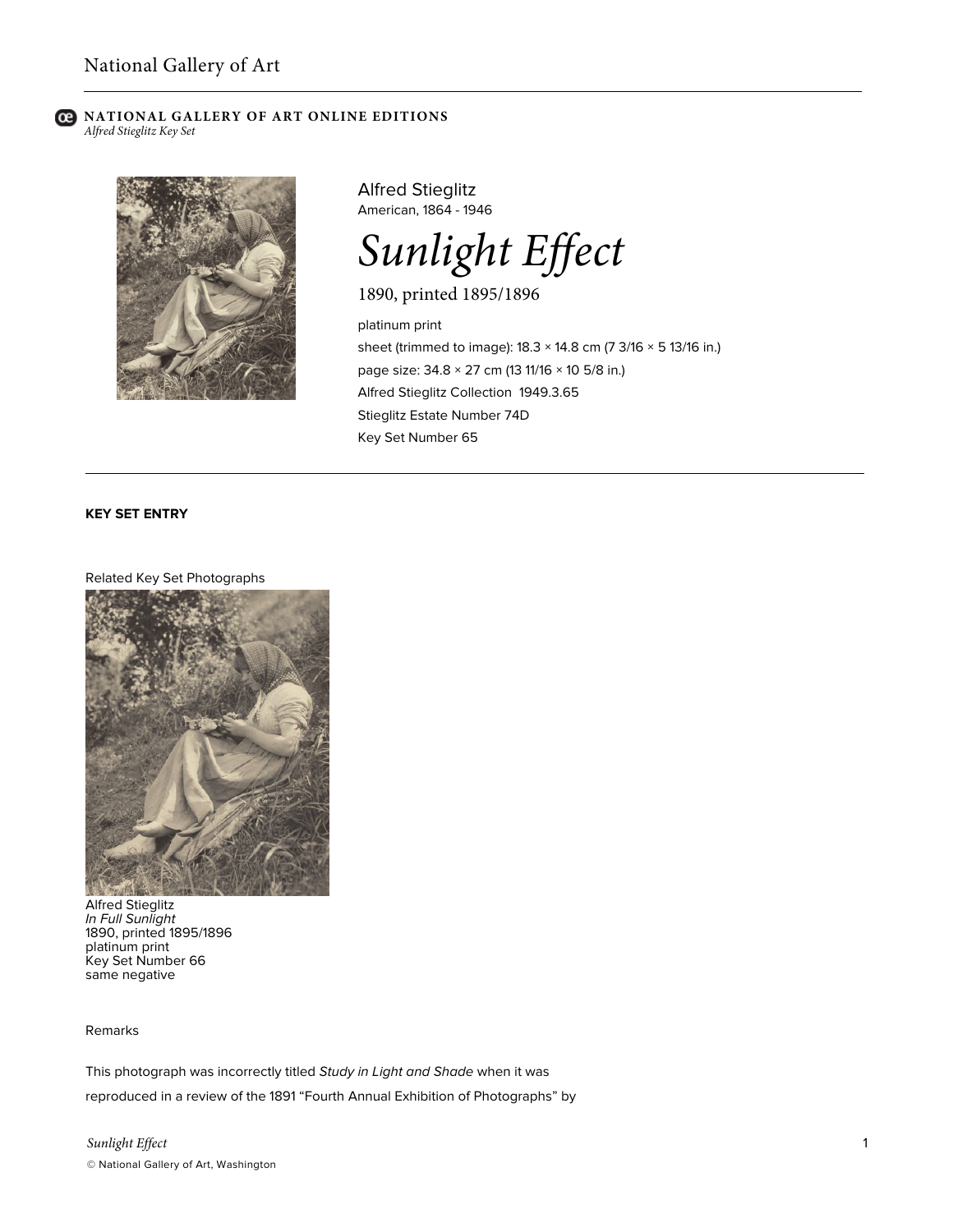**NATIONAL GALLERY OF ART ONLINE EDITIONS**
*Alfred Stieglitz Key Set*

Alfred Stieglitz
American, 1864 - 1946

# *Sunlight Effect*

1890, printed 1895/1896

platinum print
sheet (trimmed to image): 18.3 × 14.8 cm (7 3/16 × 5 13/16 in.)
page size: 34.8 × 27 cm (13 11/16 × 10 5/8 in.)
Alfred Stieglitz Collection 1949.3.65
Stieglitz Estate Number 74D
Key Set Number 65

**KEY SET ENTRY**

Related Key Set Photographs

Alfred Stieglitz
*In Full Sunlight*
1890, printed 1895/1896
platinum print
Key Set Number 66
same negative

Remarks

This photograph was incorrectly titled *Study in Light and Shade* when it was reproduced in a review of the 1891 "Fourth Annual Exhibition of Photographs" by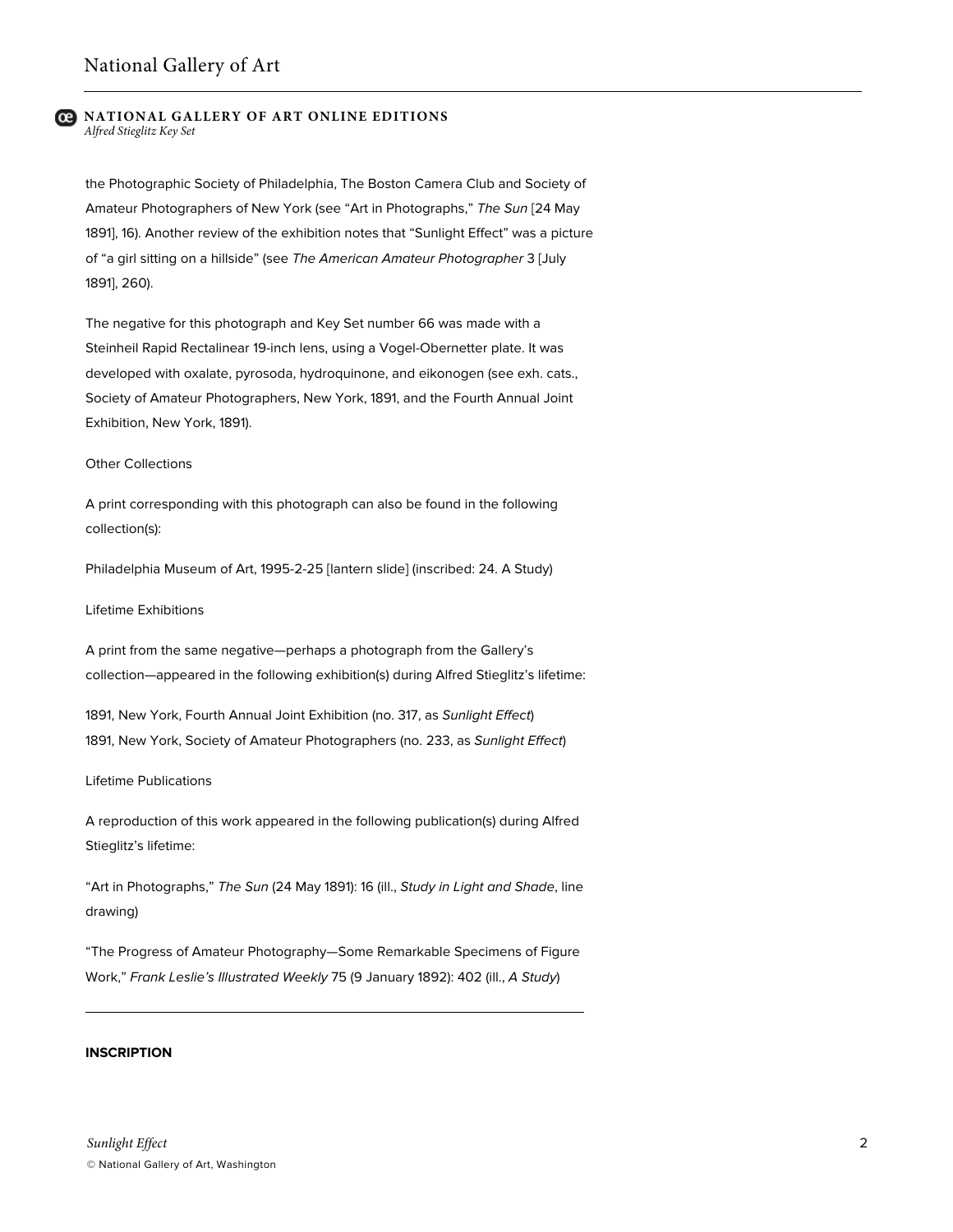the Photographic Society of Philadelphia, The Boston Camera Club and Society of Amateur Photographers of New York (see "Art in Photographs," *The Sun* [24 May 1891], 16). Another review of the exhibition notes that "Sunlight Effect" was a picture of "a girl sitting on a hillside" (see *The American Amateur Photographer* 3 [July 1891], 260).

The negative for this photograph and Key Set number 66 was made with a Steinheil Rapid Rectalinear 19-inch lens, using a Vogel-Obernetter plate. It was developed with oxalate, pyrosoda, hydroquinone, and eikonogen (see exh. cats., Society of Amateur Photographers, New York, 1891, and the Fourth Annual Joint Exhibition, New York, 1891).

Other Collections

A print corresponding with this photograph can also be found in the following collection(s):

Philadelphia Museum of Art, 1995-2-25 [lantern slide] (inscribed: 24. A Study)

Lifetime Exhibitions

A print from the same negative—perhaps a photograph from the Gallery's collection—appeared in the following exhibition(s) during Alfred Stieglitz's lifetime:

1891, New York, Fourth Annual Joint Exhibition (no. 317, as *Sunlight Effect*)
1891, New York, Society of Amateur Photographers (no. 233, as *Sunlight Effect*)

Lifetime Publications

A reproduction of this work appeared in the following publication(s) during Alfred Stieglitz's lifetime:

"Art in Photographs," *The Sun* (24 May 1891): 16 (ill., *Study in Light and Shade*, line drawing)

"The Progress of Amateur Photography—Some Remarkable Specimens of Figure Work," *Frank Leslie's Illustrated Weekly* 75 (9 January 1892): 402 (ill., *A Study*)

---

**INSCRIPTION**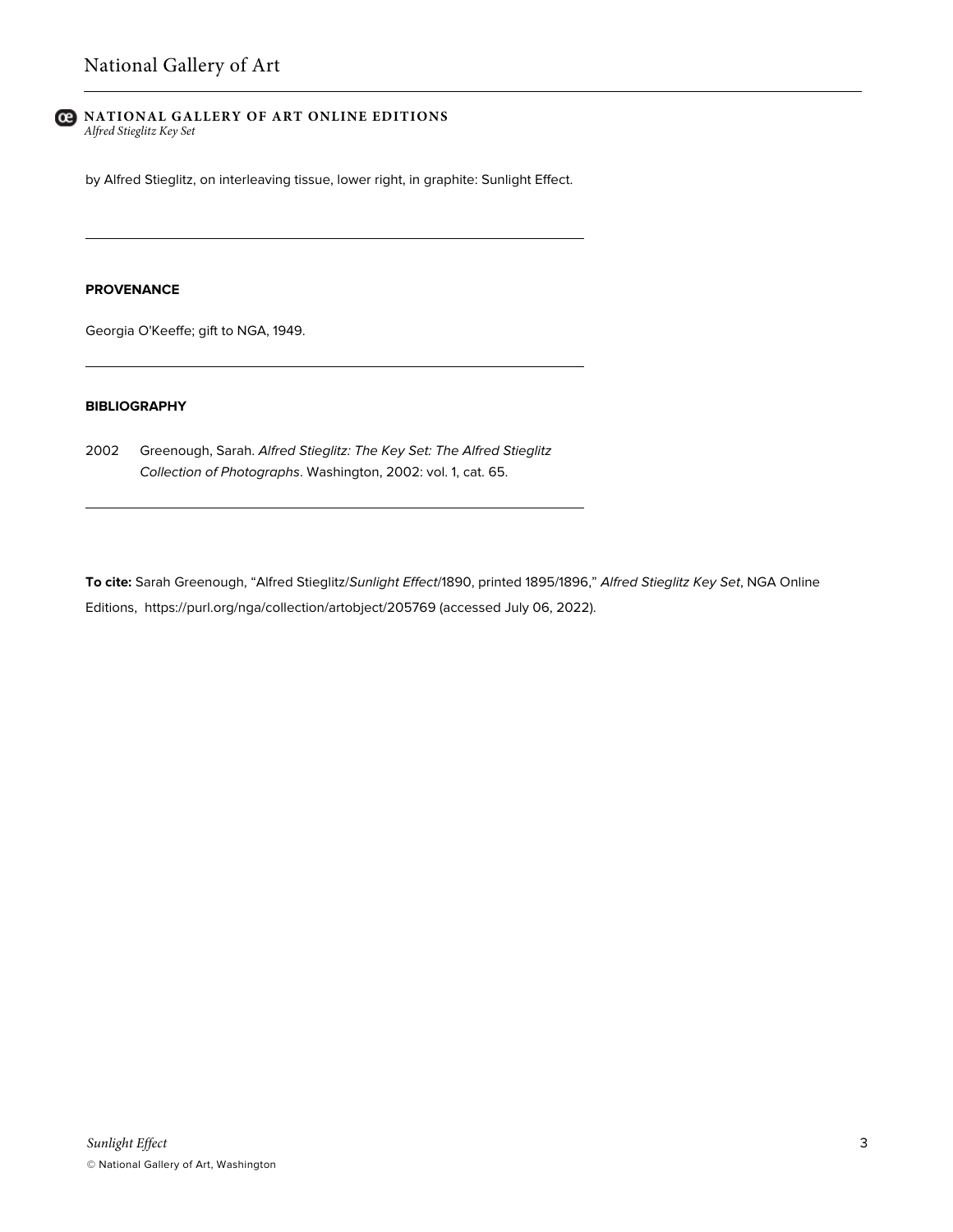by Alfred Stieglitz, on interleaving tissue, lower right, in graphite: Sunlight Effect.

---

**PROVENANCE**

Georgia O'Keeffe; gift to NGA, 1949.

---

**BIBLIOGRAPHY**

2002 Greenough, Sarah. *Alfred Stieglitz: The Key Set: The Alfred Stieglitz Collection of Photographs*. Washington, 2002: vol. 1, cat. 65.

---

**To cite:** Sarah Greenough, "Alfred Stieglitz/*Sunlight Effect*/1890, printed 1895/1896," *Alfred Stieglitz Key Set*, NGA Online Editions, https://purl.org/nga/collection/artobject/205769 (accessed July 06, 2022).